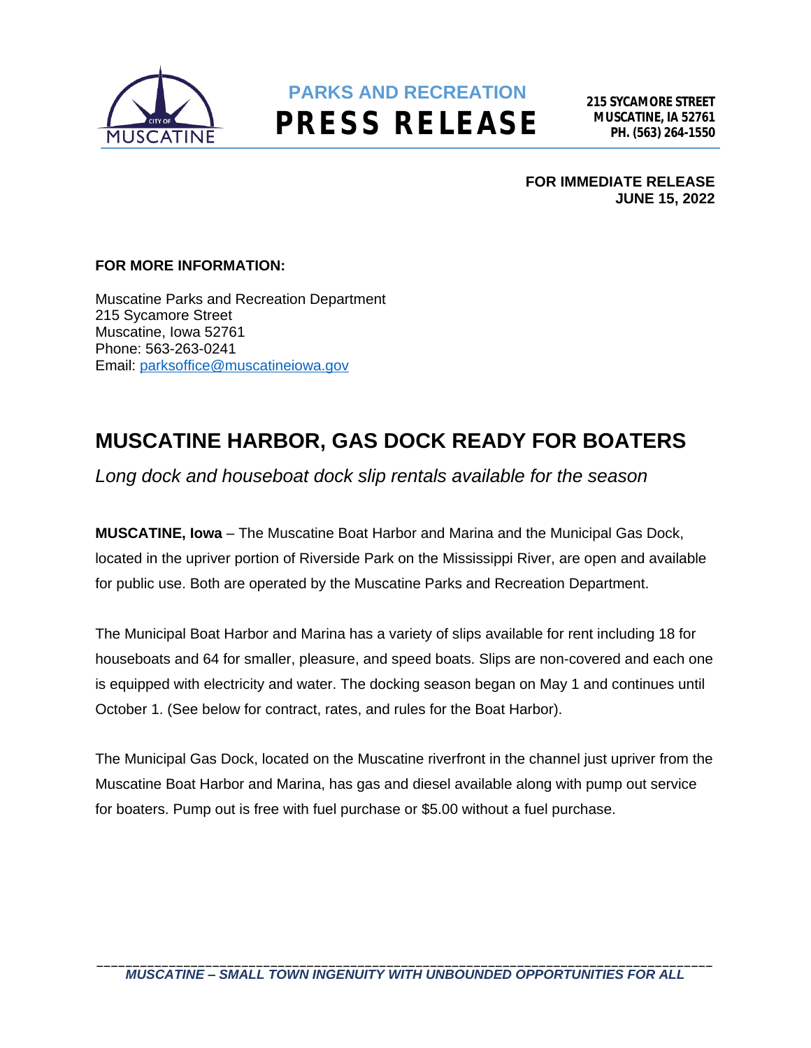PARKS AND RECREATION

# PRESS RELEASE

**215 SYCAMORE STREET**
**MUSCATINE, IA 52761**
**PH. (563) 264-1550**

**FOR IMMEDIATE RELEASE**
**JUNE 15, 2022**

**FOR MORE INFORMATION:**

Muscatine Parks and Recreation Department
215 Sycamore Street
Muscatine, Iowa 52761
Phone: 563-263-0241
Email: parksoffice@muscatineiowa.gov

## MUSCATINE HARBOR, GAS DOCK READY FOR BOATERS

*Long dock and houseboat dock slip rentals available for the season*

**MUSCATINE, Iowa** – The Muscatine Boat Harbor and Marina and the Municipal Gas Dock, located in the upriver portion of Riverside Park on the Mississippi River, are open and available for public use. Both are operated by the Muscatine Parks and Recreation Department.

The Municipal Boat Harbor and Marina has a variety of slips available for rent including 18 for houseboats and 64 for smaller, pleasure, and speed boats. Slips are non-covered and each one is equipped with electricity and water. The docking season began on May 1 and continues until October 1. (See below for contract, rates, and rules for the Boat Harbor).

The Municipal Gas Dock, located on the Muscatine riverfront in the channel just upriver from the Muscatine Boat Harbor and Marina, has gas and diesel available along with pump out service for boaters. Pump out is free with fuel purchase or $5.00 without a fuel purchase.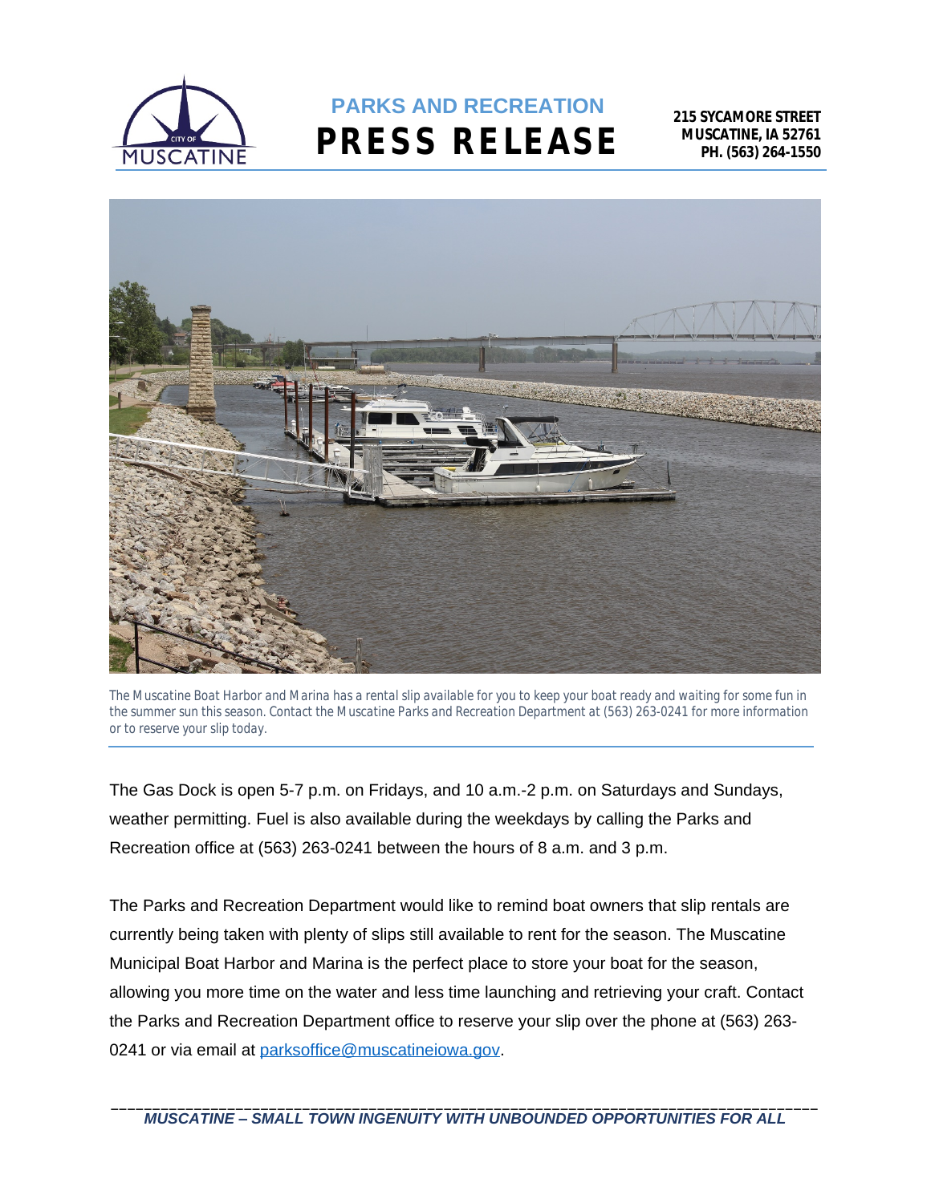# PARKS AND RECREATION

# PRESS RELEASE

**215 SYCAMORE STREET**
**MUSCATINE, IA 52761**
**PH. (563) 264-1550**

*The Muscatine Boat Harbor and Marina has a rental slip available for you to keep your boat ready and waiting for some fun in the summer sun this season. Contact the Muscatine Parks and Recreation Department at (563) 263-0241 for more information or to reserve your slip today.*

The Gas Dock is open 5-7 p.m. on Fridays, and 10 a.m.-2 p.m. on Saturdays and Sundays, weather permitting. Fuel is also available during the weekdays by calling the Parks and Recreation office at (563) 263-0241 between the hours of 8 a.m. and 3 p.m.

The Parks and Recreation Department would like to remind boat owners that slip rentals are currently being taken with plenty of slips still available to rent for the season. The Muscatine Municipal Boat Harbor and Marina is the perfect place to store your boat for the season, allowing you more time on the water and less time launching and retrieving your craft. Contact the Parks and Recreation Department office to reserve your slip over the phone at (563) 263-0241 or via email at parksoffice@muscatineiowa.gov.

***MUSCATINE – SMALL TOWN INGENUITY WITH UNBOUNDED OPPORTUNITIES FOR ALL***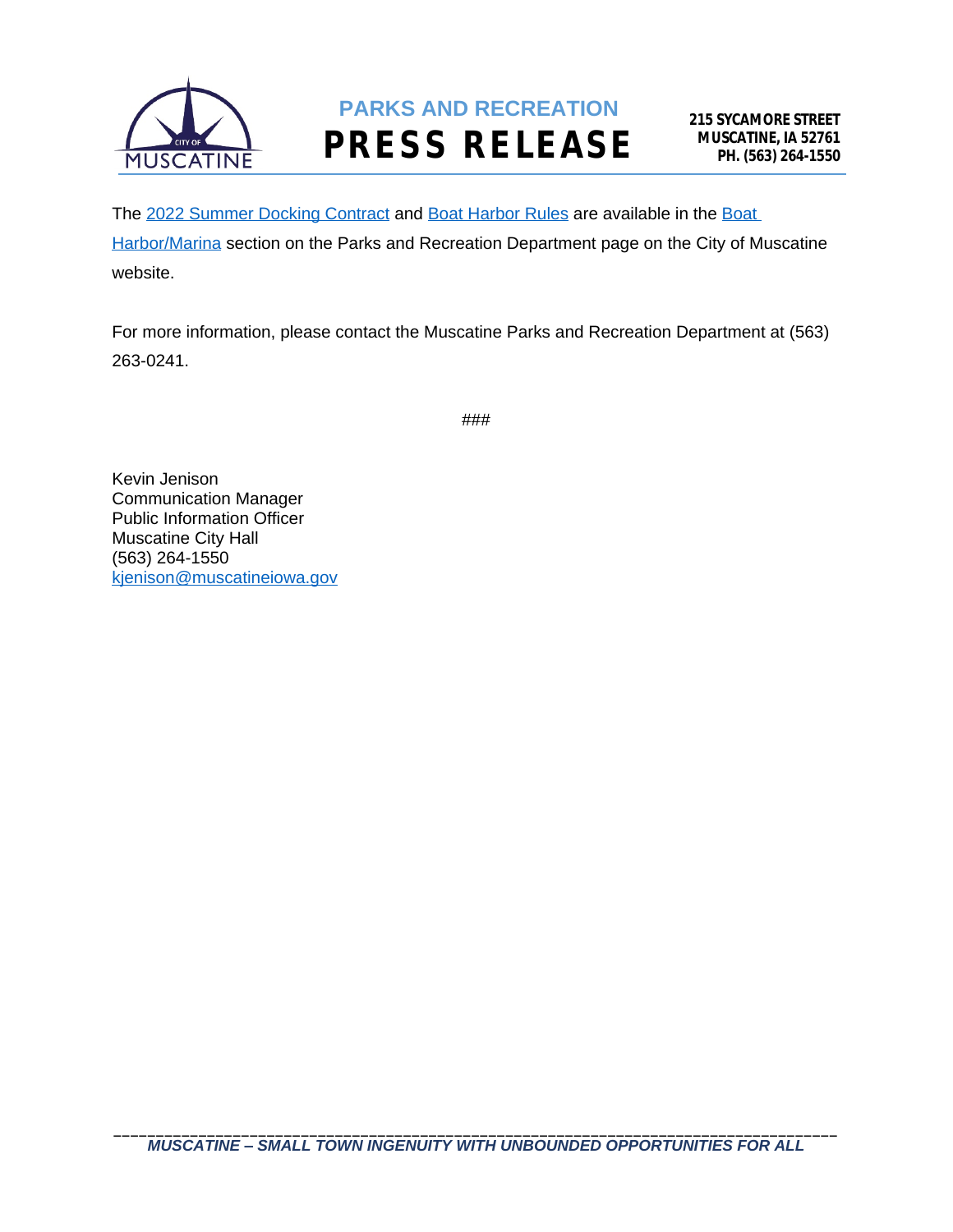The 2022 Summer Docking Contract and Boat Harbor Rules are available in the Boat Harbor/Marina section on the Parks and Recreation Department page on the City of Muscatine website.

For more information, please contact the Muscatine Parks and Recreation Department at (563) 263-0241.

###

Kevin Jenison  
Communication Manager  
Public Information Officer  
Muscatine City Hall  
(563) 264-1550  
kjenison@muscatineiowa.gov